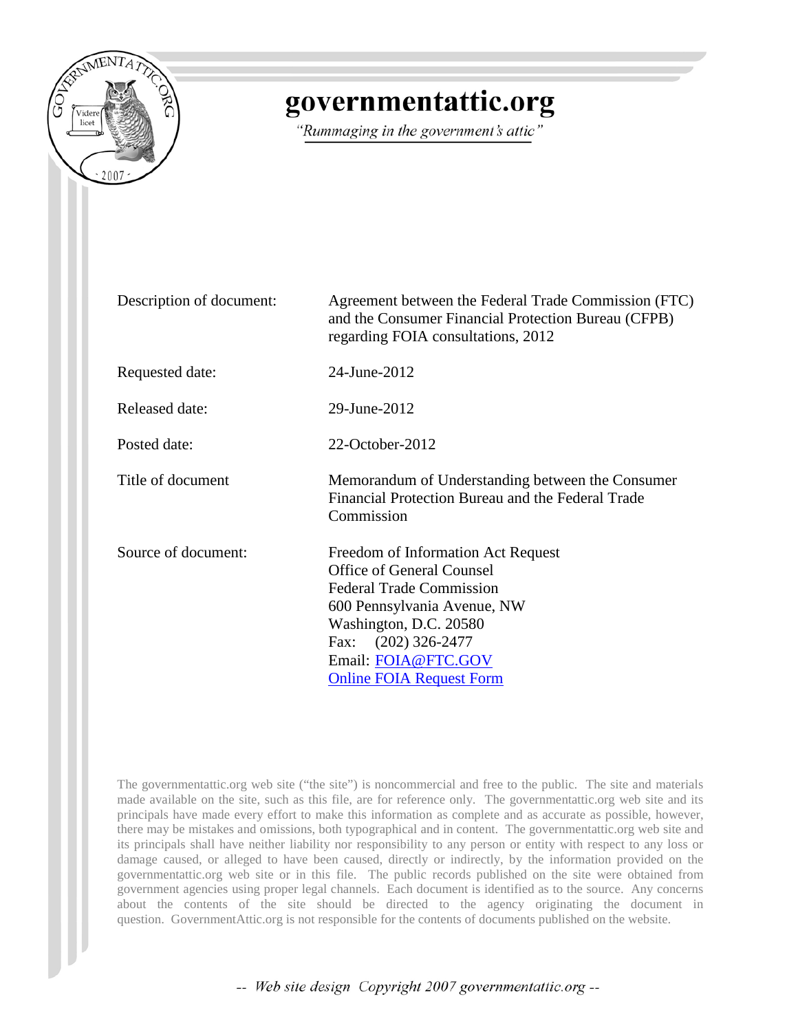# governmentattic.org

*"Rummaging in the government's attic"*

| | |
|---|---|
| Description of document: | Agreement between the Federal Trade Commission (FTC) and the Consumer Financial Protection Bureau (CFPB) regarding FOIA consultations, 2012 |
| Requested date: | 24-June-2012 |
| Released date: | 29-June-2012 |
| Posted date: | 22-October-2012 |
| Title of document | Memorandum of Understanding between the Consumer Financial Protection Bureau and the Federal Trade Commission |
| Source of document: | Freedom of Information Act Request<br>Office of General Counsel<br>Federal Trade Commission<br>600 Pennsylvania Avenue, NW<br>Washington, D.C. 20580<br>Fax: (202) 326-2477<br>Email: FOIA@FTC.GOV<br>Online FOIA Request Form |

The governmentattic.org web site ("the site") is noncommercial and free to the public. The site and materials made available on the site, such as this file, are for reference only. The governmentattic.org web site and its principals have made every effort to make this information as complete and as accurate as possible, however, there may be mistakes and omissions, both typographical and in content. The governmentattic.org web site and its principals shall have neither liability nor responsibility to any person or entity with respect to any loss or damage caused, or alleged to have been caused, directly or indirectly, by the information provided on the governmentattic.org web site or in this file. The public records published on the site were obtained from government agencies using proper legal channels. Each document is identified as to the source. Any concerns about the contents of the site should be directed to the agency originating the document in question. GovernmentAttic.org is not responsible for the contents of documents published on the website.

-- Web site design Copyright 2007 governmentattic.org --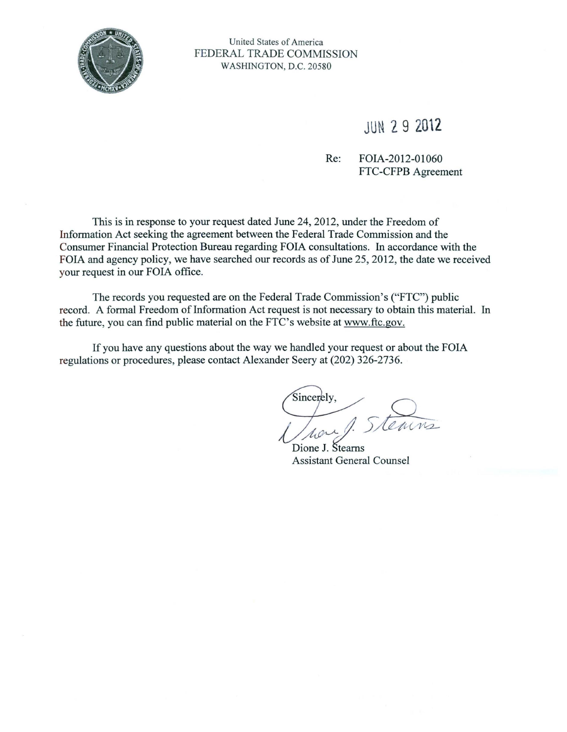United States of America
FEDERAL TRADE COMMISSION
WASHINGTON, D.C. 20580

JUN 29 2012

Re: FOIA-2012-01060
FTC-CFPB Agreement

This is in response to your request dated June 24, 2012, under the Freedom of Information Act seeking the agreement between the Federal Trade Commission and the Consumer Financial Protection Bureau regarding FOIA consultations. In accordance with the FOIA and agency policy, we have searched our records as of June 25, 2012, the date we received your request in our FOIA office.

The records you requested are on the Federal Trade Commission's ("FTC") public record. A formal Freedom of Information Act request is not necessary to obtain this material. In the future, you can find public material on the FTC's website at www.ftc.gov.

If you have any questions about the way we handled your request or about the FOIA regulations or procedures, please contact Alexander Seery at (202) 326-2736.

Sincerely,

Dione J. Stearns
Assistant General Counsel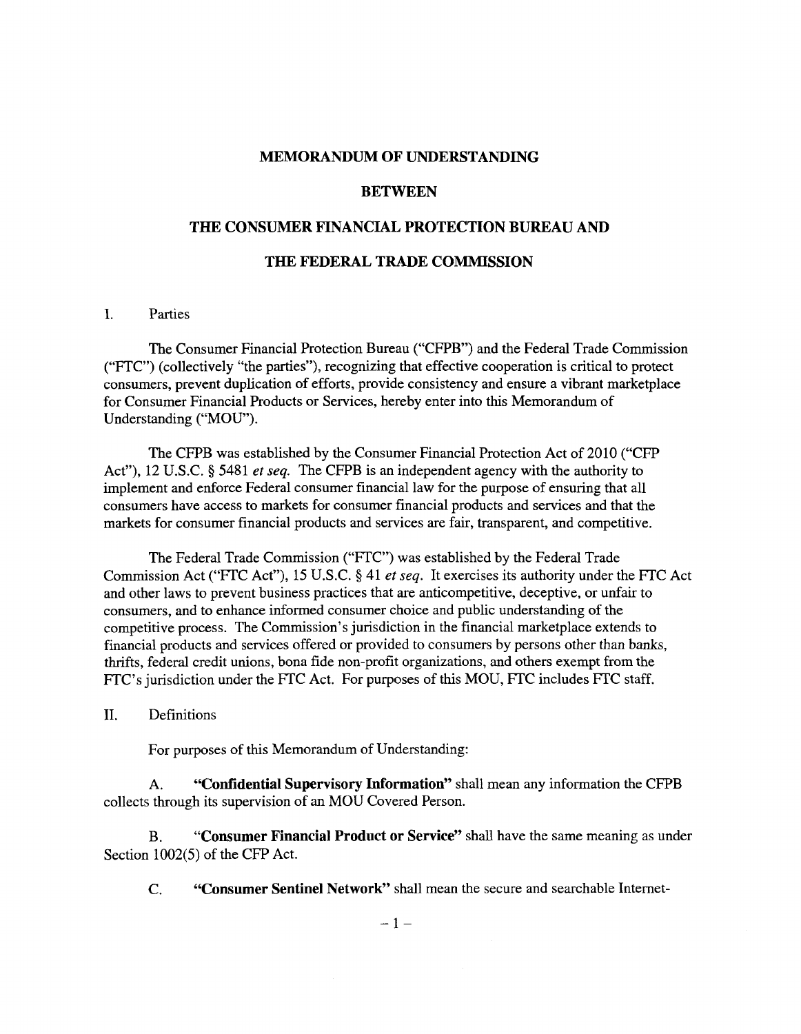# MEMORANDUM OF UNDERSTANDING

# BETWEEN

# THE CONSUMER FINANCIAL PROTECTION BUREAU AND

# THE FEDERAL TRADE COMMISSION

I. Parties

The Consumer Financial Protection Bureau ("CFPB") and the Federal Trade Commission ("FTC") (collectively "the parties"), recognizing that effective cooperation is critical to protect consumers, prevent duplication of efforts, provide consistency and ensure a vibrant marketplace for Consumer Financial Products or Services, hereby enter into this Memorandum of Understanding ("MOU").

The CFPB was established by the Consumer Financial Protection Act of 2010 ("CFP Act"), 12 U.S.C. § 5481 *et seq.* The CFPB is an independent agency with the authority to implement and enforce Federal consumer financial law for the purpose of ensuring that all consumers have access to markets for consumer financial products and services and that the markets for consumer financial products and services are fair, transparent, and competitive.

The Federal Trade Commission ("FTC") was established by the Federal Trade Commission Act ("FTC Act"), 15 U.S.C. § 41 *et seq.* It exercises its authority under the FTC Act and other laws to prevent business practices that are anticompetitive, deceptive, or unfair to consumers, and to enhance informed consumer choice and public understanding of the competitive process. The Commission's jurisdiction in the financial marketplace extends to financial products and services offered or provided to consumers by persons other than banks, thrifts, federal credit unions, bona fide non-profit organizations, and others exempt from the FTC's jurisdiction under the FTC Act. For purposes of this MOU, FTC includes FTC staff.

II. Definitions

For purposes of this Memorandum of Understanding:

A. **"Confidential Supervisory Information"** shall mean any information the CFPB collects through its supervision of an MOU Covered Person.

B. **"Consumer Financial Product or Service"** shall have the same meaning as under Section 1002(5) of the CFP Act.

C. **"Consumer Sentinel Network"** shall mean the secure and searchable Internet-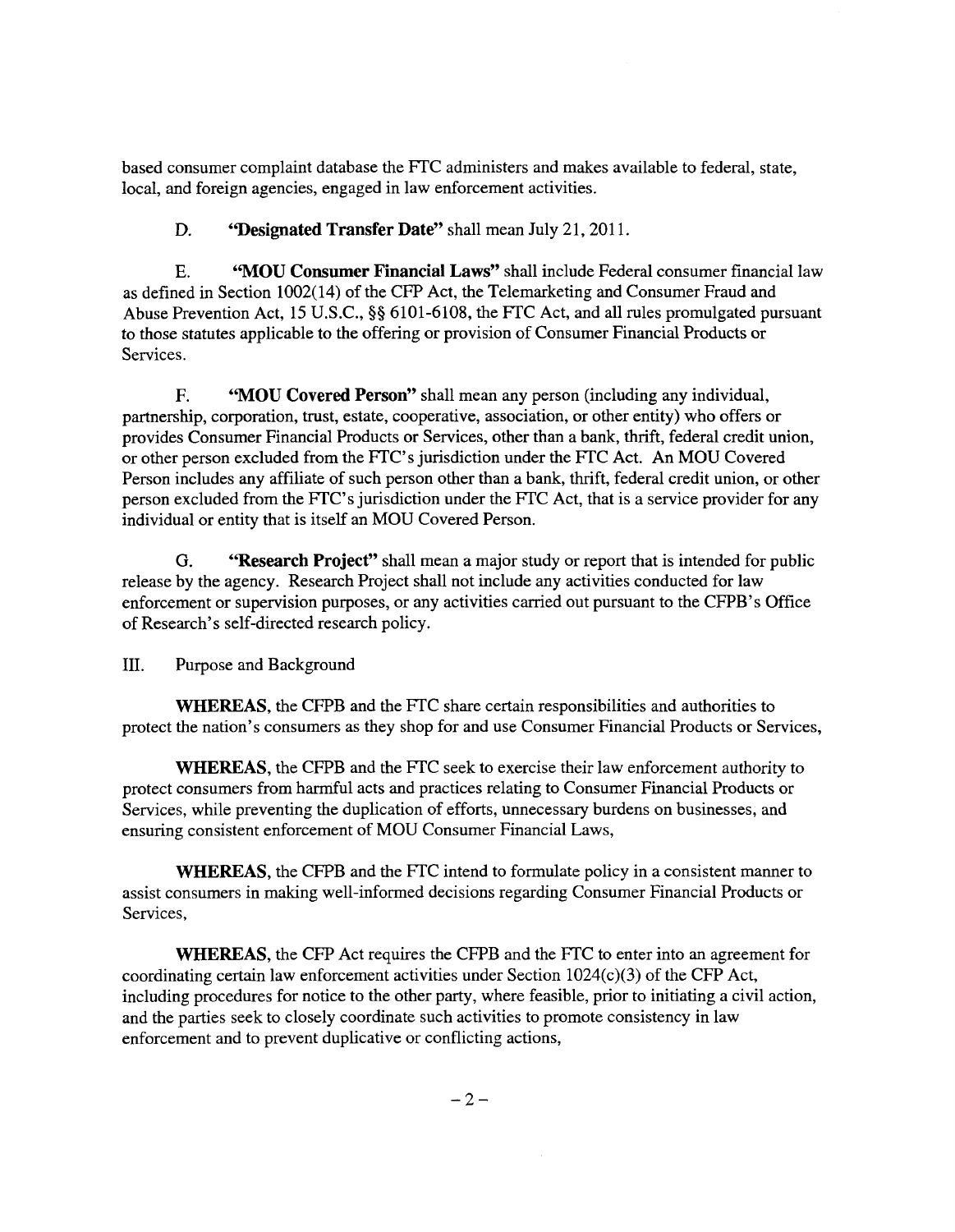based consumer complaint database the FTC administers and makes available to federal, state, local, and foreign agencies, engaged in law enforcement activities.

D. **"Designated Transfer Date"** shall mean July 21, 2011.

E. **"MOU Consumer Financial Laws"** shall include Federal consumer financial law as defined in Section 1002(14) of the CFP Act, the Telemarketing and Consumer Fraud and Abuse Prevention Act, 15 U.S.C., §§ 6101-6108, the FTC Act, and all rules promulgated pursuant to those statutes applicable to the offering or provision of Consumer Financial Products or Services.

F. **"MOU Covered Person"** shall mean any person (including any individual, partnership, corporation, trust, estate, cooperative, association, or other entity) who offers or provides Consumer Financial Products or Services, other than a bank, thrift, federal credit union, or other person excluded from the FTC's jurisdiction under the FTC Act. An MOU Covered Person includes any affiliate of such person other than a bank, thrift, federal credit union, or other person excluded from the FTC's jurisdiction under the FTC Act, that is a service provider for any individual or entity that is itself an MOU Covered Person.

G. **"Research Project"** shall mean a major study or report that is intended for public release by the agency. Research Project shall not include any activities conducted for law enforcement or supervision purposes, or any activities carried out pursuant to the CFPB's Office of Research's self-directed research policy.

III. Purpose and Background

**WHEREAS,** the CFPB and the FTC share certain responsibilities and authorities to protect the nation's consumers as they shop for and use Consumer Financial Products or Services,

**WHEREAS,** the CFPB and the FTC seek to exercise their law enforcement authority to protect consumers from harmful acts and practices relating to Consumer Financial Products or Services, while preventing the duplication of efforts, unnecessary burdens on businesses, and ensuring consistent enforcement of MOU Consumer Financial Laws,

**WHEREAS,** the CFPB and the FTC intend to formulate policy in a consistent manner to assist consumers in making well-informed decisions regarding Consumer Financial Products or Services,

**WHEREAS,** the CFP Act requires the CFPB and the FTC to enter into an agreement for coordinating certain law enforcement activities under Section 1024(c)(3) of the CFP Act, including procedures for notice to the other party, where feasible, prior to initiating a civil action, and the parties seek to closely coordinate such activities to promote consistency in law enforcement and to prevent duplicative or conflicting actions,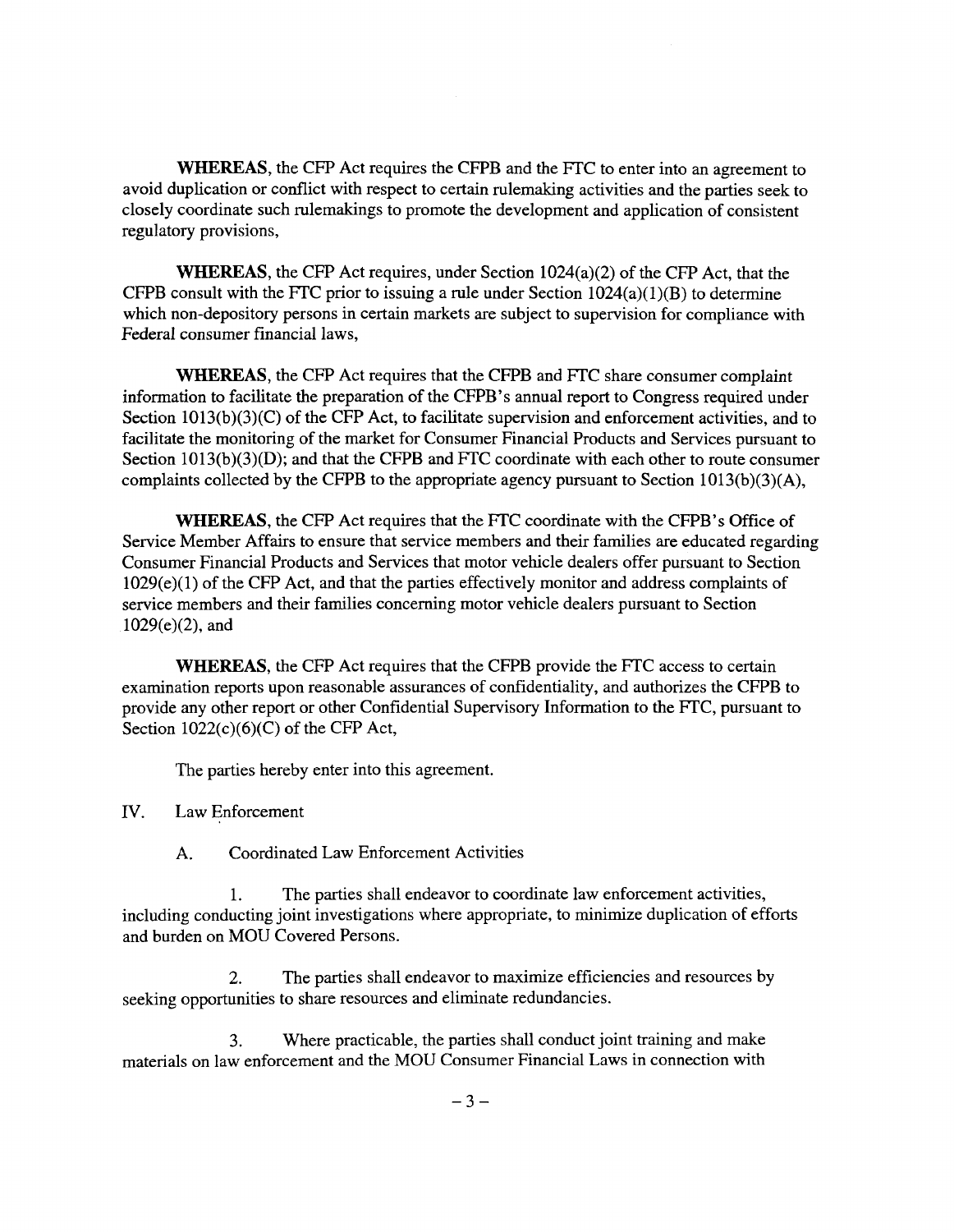**WHEREAS**, the CFP Act requires the CFPB and the FTC to enter into an agreement to avoid duplication or conflict with respect to certain rulemaking activities and the parties seek to closely coordinate such rulemakings to promote the development and application of consistent regulatory provisions,

**WHEREAS**, the CFP Act requires, under Section 1024(a)(2) of the CFP Act, that the CFPB consult with the FTC prior to issuing a rule under Section 1024(a)(1)(B) to determine which non-depository persons in certain markets are subject to supervision for compliance with Federal consumer financial laws,

**WHEREAS**, the CFP Act requires that the CFPB and FTC share consumer complaint information to facilitate the preparation of the CFPB's annual report to Congress required under Section 1013(b)(3)(C) of the CFP Act, to facilitate supervision and enforcement activities, and to facilitate the monitoring of the market for Consumer Financial Products and Services pursuant to Section 1013(b)(3)(D); and that the CFPB and FTC coordinate with each other to route consumer complaints collected by the CFPB to the appropriate agency pursuant to Section 1013(b)(3)(A),

**WHEREAS**, the CFP Act requires that the FTC coordinate with the CFPB's Office of Service Member Affairs to ensure that service members and their families are educated regarding Consumer Financial Products and Services that motor vehicle dealers offer pursuant to Section 1029(e)(1) of the CFP Act, and that the parties effectively monitor and address complaints of service members and their families concerning motor vehicle dealers pursuant to Section 1029(e)(2), and

**WHEREAS**, the CFP Act requires that the CFPB provide the FTC access to certain examination reports upon reasonable assurances of confidentiality, and authorizes the CFPB to provide any other report or other Confidential Supervisory Information to the FTC, pursuant to Section 1022(c)(6)(C) of the CFP Act,

The parties hereby enter into this agreement.

## IV. Law Enforcement

### A. Coordinated Law Enforcement Activities

1. The parties shall endeavor to coordinate law enforcement activities, including conducting joint investigations where appropriate, to minimize duplication of efforts and burden on MOU Covered Persons.

2. The parties shall endeavor to maximize efficiencies and resources by seeking opportunities to share resources and eliminate redundancies.

3. Where practicable, the parties shall conduct joint training and make materials on law enforcement and the MOU Consumer Financial Laws in connection with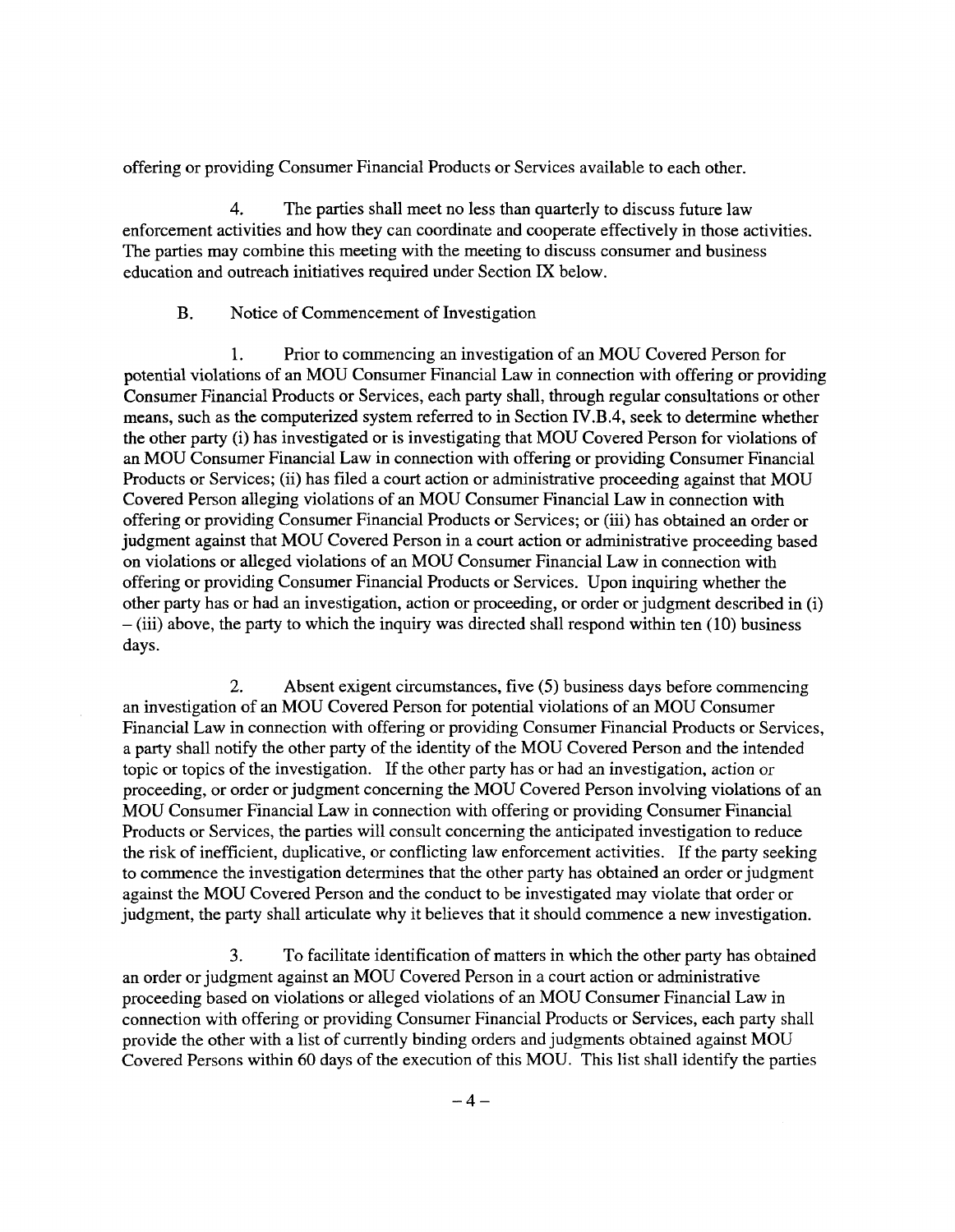offering or providing Consumer Financial Products or Services available to each other.

4. The parties shall meet no less than quarterly to discuss future law enforcement activities and how they can coordinate and cooperate effectively in those activities. The parties may combine this meeting with the meeting to discuss consumer and business education and outreach initiatives required under Section IX below.

B. Notice of Commencement of Investigation

1. Prior to commencing an investigation of an MOU Covered Person for potential violations of an MOU Consumer Financial Law in connection with offering or providing Consumer Financial Products or Services, each party shall, through regular consultations or other means, such as the computerized system referred to in Section IV.B.4, seek to determine whether the other party (i) has investigated or is investigating that MOU Covered Person for violations of an MOU Consumer Financial Law in connection with offering or providing Consumer Financial Products or Services; (ii) has filed a court action or administrative proceeding against that MOU Covered Person alleging violations of an MOU Consumer Financial Law in connection with offering or providing Consumer Financial Products or Services; or (iii) has obtained an order or judgment against that MOU Covered Person in a court action or administrative proceeding based on violations or alleged violations of an MOU Consumer Financial Law in connection with offering or providing Consumer Financial Products or Services. Upon inquiring whether the other party has or had an investigation, action or proceeding, or order or judgment described in (i) – (iii) above, the party to which the inquiry was directed shall respond within ten (10) business days.

2. Absent exigent circumstances, five (5) business days before commencing an investigation of an MOU Covered Person for potential violations of an MOU Consumer Financial Law in connection with offering or providing Consumer Financial Products or Services, a party shall notify the other party of the identity of the MOU Covered Person and the intended topic or topics of the investigation. If the other party has or had an investigation, action or proceeding, or order or judgment concerning the MOU Covered Person involving violations of an MOU Consumer Financial Law in connection with offering or providing Consumer Financial Products or Services, the parties will consult concerning the anticipated investigation to reduce the risk of inefficient, duplicative, or conflicting law enforcement activities. If the party seeking to commence the investigation determines that the other party has obtained an order or judgment against the MOU Covered Person and the conduct to be investigated may violate that order or judgment, the party shall articulate why it believes that it should commence a new investigation.

3. To facilitate identification of matters in which the other party has obtained an order or judgment against an MOU Covered Person in a court action or administrative proceeding based on violations or alleged violations of an MOU Consumer Financial Law in connection with offering or providing Consumer Financial Products or Services, each party shall provide the other with a list of currently binding orders and judgments obtained against MOU Covered Persons within 60 days of the execution of this MOU. This list shall identify the parties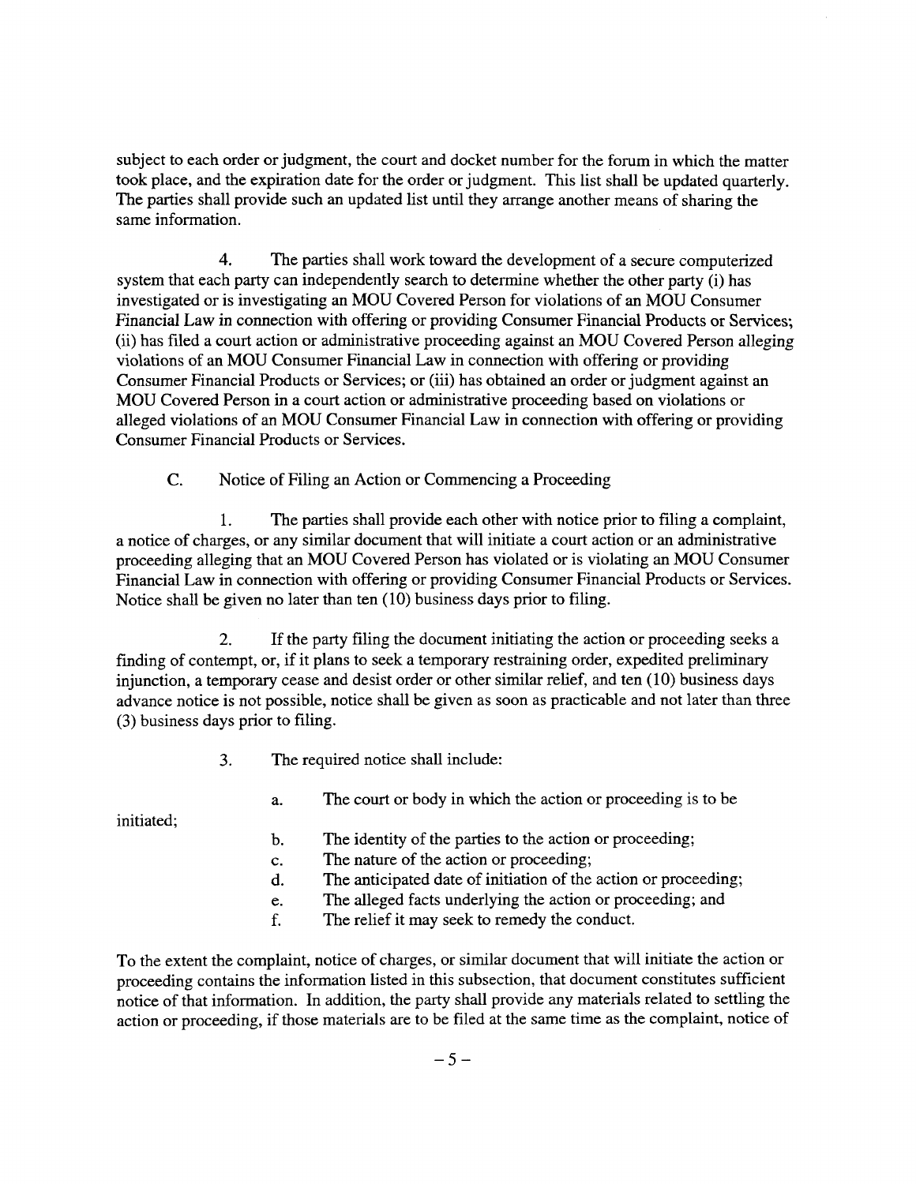subject to each order or judgment, the court and docket number for the forum in which the matter took place, and the expiration date for the order or judgment. This list shall be updated quarterly. The parties shall provide such an updated list until they arrange another means of sharing the same information.

4. The parties shall work toward the development of a secure computerized system that each party can independently search to determine whether the other party (i) has investigated or is investigating an MOU Covered Person for violations of an MOU Consumer Financial Law in connection with offering or providing Consumer Financial Products or Services; (ii) has filed a court action or administrative proceeding against an MOU Covered Person alleging violations of an MOU Consumer Financial Law in connection with offering or providing Consumer Financial Products or Services; or (iii) has obtained an order or judgment against an MOU Covered Person in a court action or administrative proceeding based on violations or alleged violations of an MOU Consumer Financial Law in connection with offering or providing Consumer Financial Products or Services.

C. Notice of Filing an Action or Commencing a Proceeding

1. The parties shall provide each other with notice prior to filing a complaint, a notice of charges, or any similar document that will initiate a court action or an administrative proceeding alleging that an MOU Covered Person has violated or is violating an MOU Consumer Financial Law in connection with offering or providing Consumer Financial Products or Services. Notice shall be given no later than ten (10) business days prior to filing.

2. If the party filing the document initiating the action or proceeding seeks a finding of contempt, or, if it plans to seek a temporary restraining order, expedited preliminary injunction, a temporary cease and desist order or other similar relief, and ten (10) business days advance notice is not possible, notice shall be given as soon as practicable and not later than three (3) business days prior to filing.

3. The required notice shall include:

a. The court or body in which the action or proceeding is to be initiated;

b. The identity of the parties to the action or proceeding;

c. The nature of the action or proceeding;

d. The anticipated date of initiation of the action or proceeding;

e. The alleged facts underlying the action or proceeding; and

f. The relief it may seek to remedy the conduct.

To the extent the complaint, notice of charges, or similar document that will initiate the action or proceeding contains the information listed in this subsection, that document constitutes sufficient notice of that information. In addition, the party shall provide any materials related to settling the action or proceeding, if those materials are to be filed at the same time as the complaint, notice of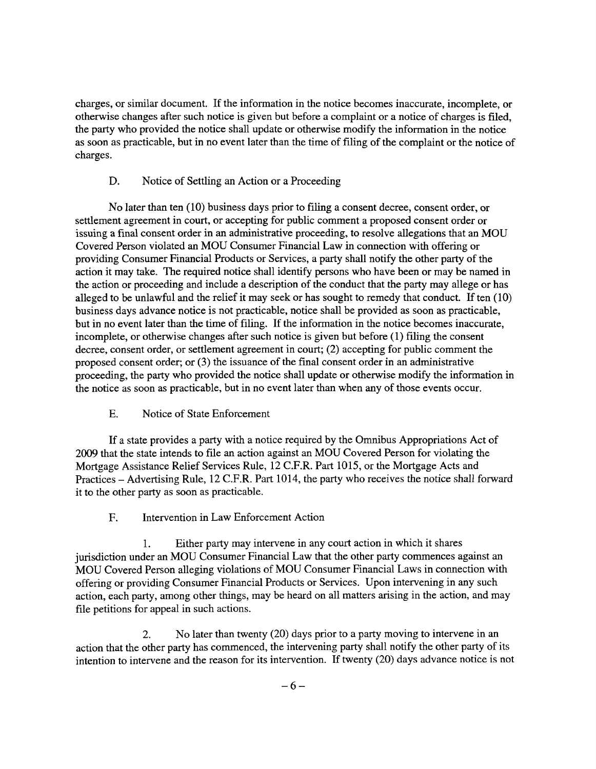charges, or similar document. If the information in the notice becomes inaccurate, incomplete, or otherwise changes after such notice is given but before a complaint or a notice of charges is filed, the party who provided the notice shall update or otherwise modify the information in the notice as soon as practicable, but in no event later than the time of filing of the complaint or the notice of charges.

### D. Notice of Settling an Action or a Proceeding

No later than ten (10) business days prior to filing a consent decree, consent order, or settlement agreement in court, or accepting for public comment a proposed consent order or issuing a final consent order in an administrative proceeding, to resolve allegations that an MOU Covered Person violated an MOU Consumer Financial Law in connection with offering or providing Consumer Financial Products or Services, a party shall notify the other party of the action it may take. The required notice shall identify persons who have been or may be named in the action or proceeding and include a description of the conduct that the party may allege or has alleged to be unlawful and the relief it may seek or has sought to remedy that conduct. If ten (10) business days advance notice is not practicable, notice shall be provided as soon as practicable, but in no event later than the time of filing. If the information in the notice becomes inaccurate, incomplete, or otherwise changes after such notice is given but before (1) filing the consent decree, consent order, or settlement agreement in court; (2) accepting for public comment the proposed consent order; or (3) the issuance of the final consent order in an administrative proceeding, the party who provided the notice shall update or otherwise modify the information in the notice as soon as practicable, but in no event later than when any of those events occur.

### E. Notice of State Enforcement

If a state provides a party with a notice required by the Omnibus Appropriations Act of 2009 that the state intends to file an action against an MOU Covered Person for violating the Mortgage Assistance Relief Services Rule, 12 C.F.R. Part 1015, or the Mortgage Acts and Practices – Advertising Rule, 12 C.F.R. Part 1014, the party who receives the notice shall forward it to the other party as soon as practicable.

### F. Intervention in Law Enforcement Action

1. Either party may intervene in any court action in which it shares jurisdiction under an MOU Consumer Financial Law that the other party commences against an MOU Covered Person alleging violations of MOU Consumer Financial Laws in connection with offering or providing Consumer Financial Products or Services. Upon intervening in any such action, each party, among other things, may be heard on all matters arising in the action, and may file petitions for appeal in such actions.

2. No later than twenty (20) days prior to a party moving to intervene in an action that the other party has commenced, the intervening party shall notify the other party of its intention to intervene and the reason for its intervention. If twenty (20) days advance notice is not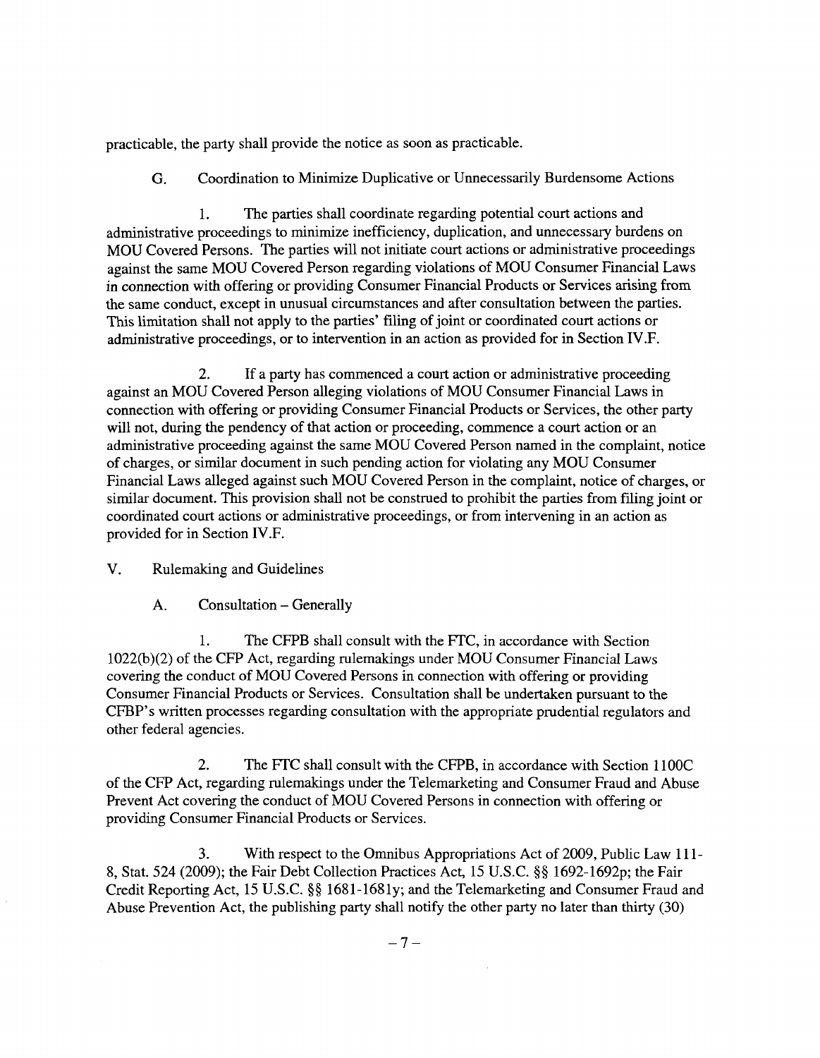practicable, the party shall provide the notice as soon as practicable.

G. Coordination to Minimize Duplicative or Unnecessarily Burdensome Actions

1. The parties shall coordinate regarding potential court actions and administrative proceedings to minimize inefficiency, duplication, and unnecessary burdens on MOU Covered Persons. The parties will not initiate court actions or administrative proceedings against the same MOU Covered Person regarding violations of MOU Consumer Financial Laws in connection with offering or providing Consumer Financial Products or Services arising from the same conduct, except in unusual circumstances and after consultation between the parties. This limitation shall not apply to the parties' filing of joint or coordinated court actions or administrative proceedings, or to intervention in an action as provided for in Section IV.F.

2. If a party has commenced a court action or administrative proceeding against an MOU Covered Person alleging violations of MOU Consumer Financial Laws in connection with offering or providing Consumer Financial Products or Services, the other party will not, during the pendency of that action or proceeding, commence a court action or an administrative proceeding against the same MOU Covered Person named in the complaint, notice of charges, or similar document in such pending action for violating any MOU Consumer Financial Laws alleged against such MOU Covered Person in the complaint, notice of charges, or similar document. This provision shall not be construed to prohibit the parties from filing joint or coordinated court actions or administrative proceedings, or from intervening in an action as provided for in Section IV.F.

V. Rulemaking and Guidelines

A. Consultation – Generally

1. The CFPB shall consult with the FTC, in accordance with Section 1022(b)(2) of the CFP Act, regarding rulemakings under MOU Consumer Financial Laws covering the conduct of MOU Covered Persons in connection with offering or providing Consumer Financial Products or Services. Consultation shall be undertaken pursuant to the CFBP's written processes regarding consultation with the appropriate prudential regulators and other federal agencies.

2. The FTC shall consult with the CFPB, in accordance with Section 1100C of the CFP Act, regarding rulemakings under the Telemarketing and Consumer Fraud and Abuse Prevent Act covering the conduct of MOU Covered Persons in connection with offering or providing Consumer Financial Products or Services.

3. With respect to the Omnibus Appropriations Act of 2009, Public Law 111-8, Stat. 524 (2009); the Fair Debt Collection Practices Act, 15 U.S.C. §§ 1692-1692p; the Fair Credit Reporting Act, 15 U.S.C. §§ 1681-1681y; and the Telemarketing and Consumer Fraud and Abuse Prevention Act, the publishing party shall notify the other party no later than thirty (30)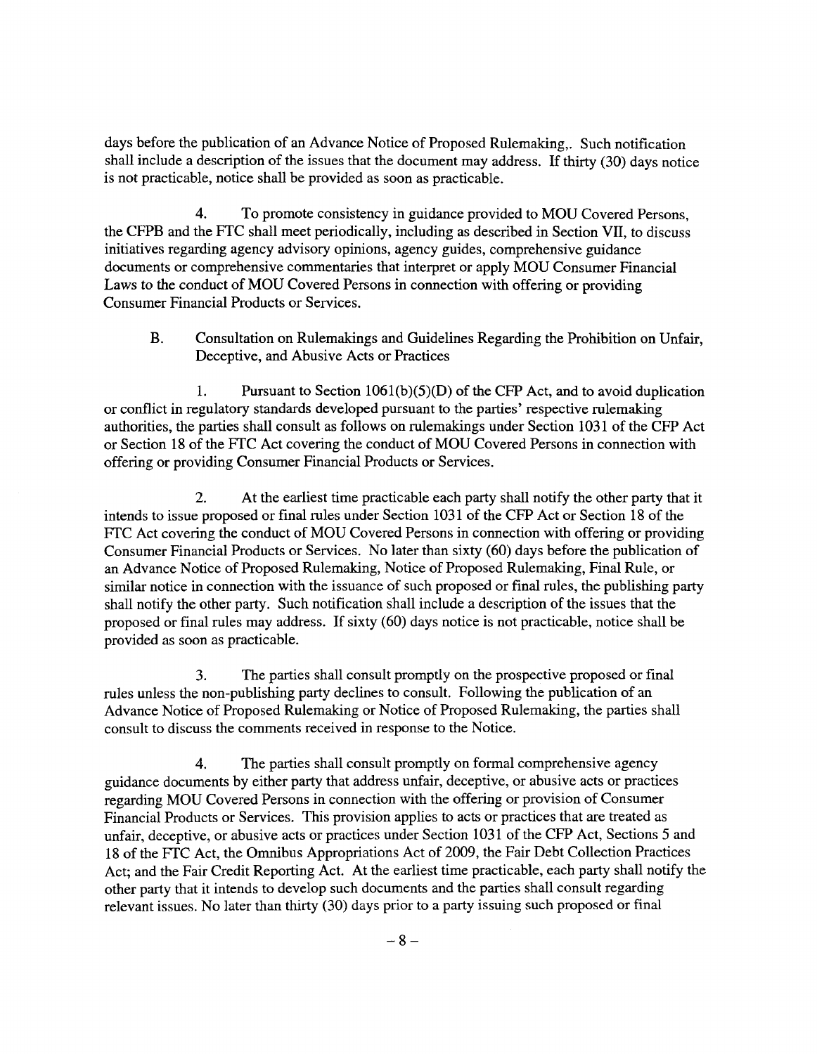days before the publication of an Advance Notice of Proposed Rulemaking,. Such notification shall include a description of the issues that the document may address. If thirty (30) days notice is not practicable, notice shall be provided as soon as practicable.

4. To promote consistency in guidance provided to MOU Covered Persons, the CFPB and the FTC shall meet periodically, including as described in Section VII, to discuss initiatives regarding agency advisory opinions, agency guides, comprehensive guidance documents or comprehensive commentaries that interpret or apply MOU Consumer Financial Laws to the conduct of MOU Covered Persons in connection with offering or providing Consumer Financial Products or Services.

B. Consultation on Rulemakings and Guidelines Regarding the Prohibition on Unfair, Deceptive, and Abusive Acts or Practices

1. Pursuant to Section 1061(b)(5)(D) of the CFP Act, and to avoid duplication or conflict in regulatory standards developed pursuant to the parties' respective rulemaking authorities, the parties shall consult as follows on rulemakings under Section 1031 of the CFP Act or Section 18 of the FTC Act covering the conduct of MOU Covered Persons in connection with offering or providing Consumer Financial Products or Services.

2. At the earliest time practicable each party shall notify the other party that it intends to issue proposed or final rules under Section 1031 of the CFP Act or Section 18 of the FTC Act covering the conduct of MOU Covered Persons in connection with offering or providing Consumer Financial Products or Services. No later than sixty (60) days before the publication of an Advance Notice of Proposed Rulemaking, Notice of Proposed Rulemaking, Final Rule, or similar notice in connection with the issuance of such proposed or final rules, the publishing party shall notify the other party. Such notification shall include a description of the issues that the proposed or final rules may address. If sixty (60) days notice is not practicable, notice shall be provided as soon as practicable.

3. The parties shall consult promptly on the prospective proposed or final rules unless the non-publishing party declines to consult. Following the publication of an Advance Notice of Proposed Rulemaking or Notice of Proposed Rulemaking, the parties shall consult to discuss the comments received in response to the Notice.

4. The parties shall consult promptly on formal comprehensive agency guidance documents by either party that address unfair, deceptive, or abusive acts or practices regarding MOU Covered Persons in connection with the offering or provision of Consumer Financial Products or Services. This provision applies to acts or practices that are treated as unfair, deceptive, or abusive acts or practices under Section 1031 of the CFP Act, Sections 5 and 18 of the FTC Act, the Omnibus Appropriations Act of 2009, the Fair Debt Collection Practices Act; and the Fair Credit Reporting Act. At the earliest time practicable, each party shall notify the other party that it intends to develop such documents and the parties shall consult regarding relevant issues. No later than thirty (30) days prior to a party issuing such proposed or final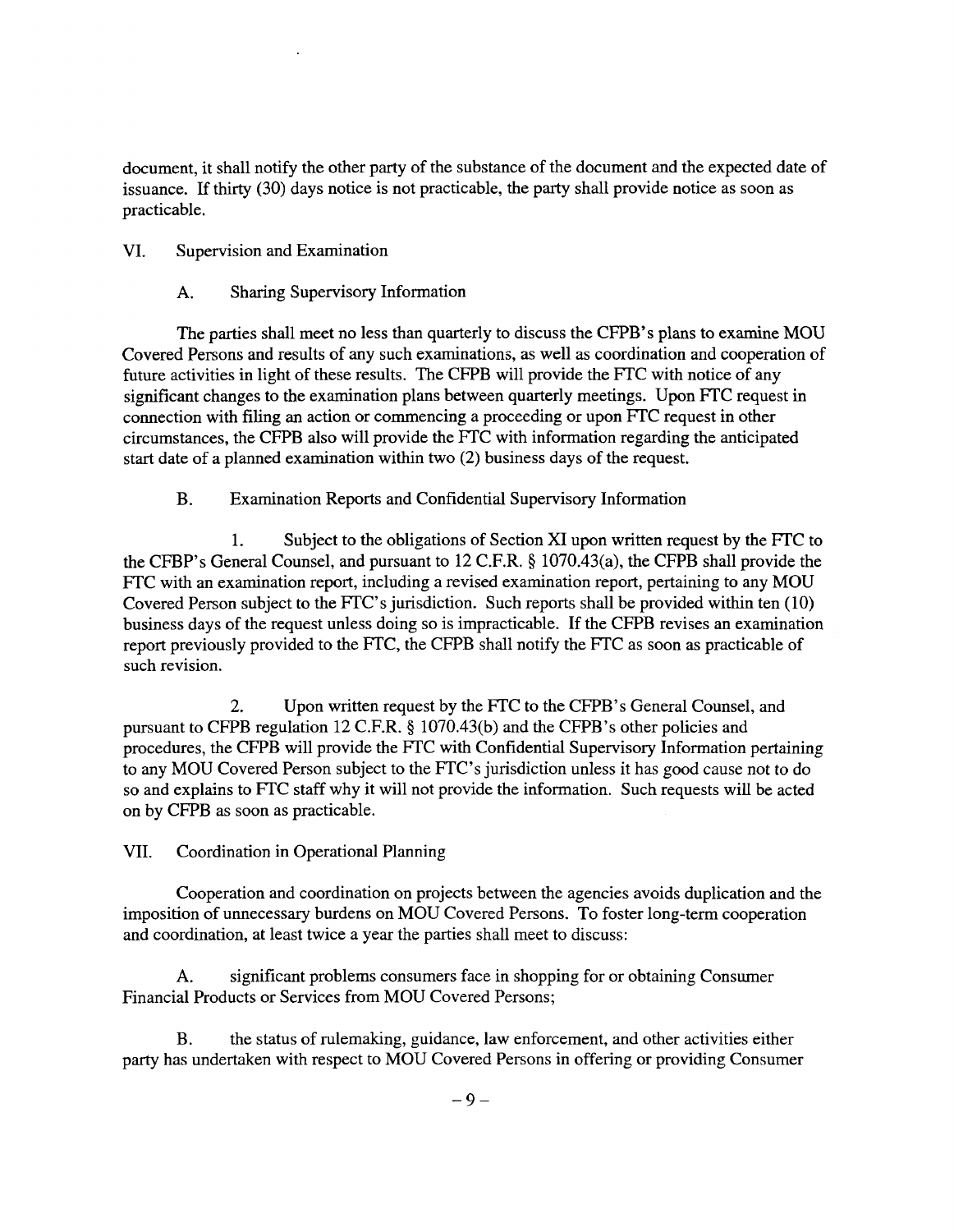document, it shall notify the other party of the substance of the document and the expected date of issuance. If thirty (30) days notice is not practicable, the party shall provide notice as soon as practicable.

## VI. Supervision and Examination

### A. Sharing Supervisory Information

The parties shall meet no less than quarterly to discuss the CFPB's plans to examine MOU Covered Persons and results of any such examinations, as well as coordination and cooperation of future activities in light of these results. The CFPB will provide the FTC with notice of any significant changes to the examination plans between quarterly meetings. Upon FTC request in connection with filing an action or commencing a proceeding or upon FTC request in other circumstances, the CFPB also will provide the FTC with information regarding the anticipated start date of a planned examination within two (2) business days of the request.

### B. Examination Reports and Confidential Supervisory Information

1. Subject to the obligations of Section XI upon written request by the FTC to the CFBP's General Counsel, and pursuant to 12 C.F.R. § 1070.43(a), the CFPB shall provide the FTC with an examination report, including a revised examination report, pertaining to any MOU Covered Person subject to the FTC's jurisdiction. Such reports shall be provided within ten (10) business days of the request unless doing so is impracticable. If the CFPB revises an examination report previously provided to the FTC, the CFPB shall notify the FTC as soon as practicable of such revision.

2. Upon written request by the FTC to the CFPB's General Counsel, and pursuant to CFPB regulation 12 C.F.R. § 1070.43(b) and the CFPB's other policies and procedures, the CFPB will provide the FTC with Confidential Supervisory Information pertaining to any MOU Covered Person subject to the FTC's jurisdiction unless it has good cause not to do so and explains to FTC staff why it will not provide the information. Such requests will be acted on by CFPB as soon as practicable.

## VII. Coordination in Operational Planning

Cooperation and coordination on projects between the agencies avoids duplication and the imposition of unnecessary burdens on MOU Covered Persons. To foster long-term cooperation and coordination, at least twice a year the parties shall meet to discuss:

A. significant problems consumers face in shopping for or obtaining Consumer Financial Products or Services from MOU Covered Persons;

B. the status of rulemaking, guidance, law enforcement, and other activities either party has undertaken with respect to MOU Covered Persons in offering or providing Consumer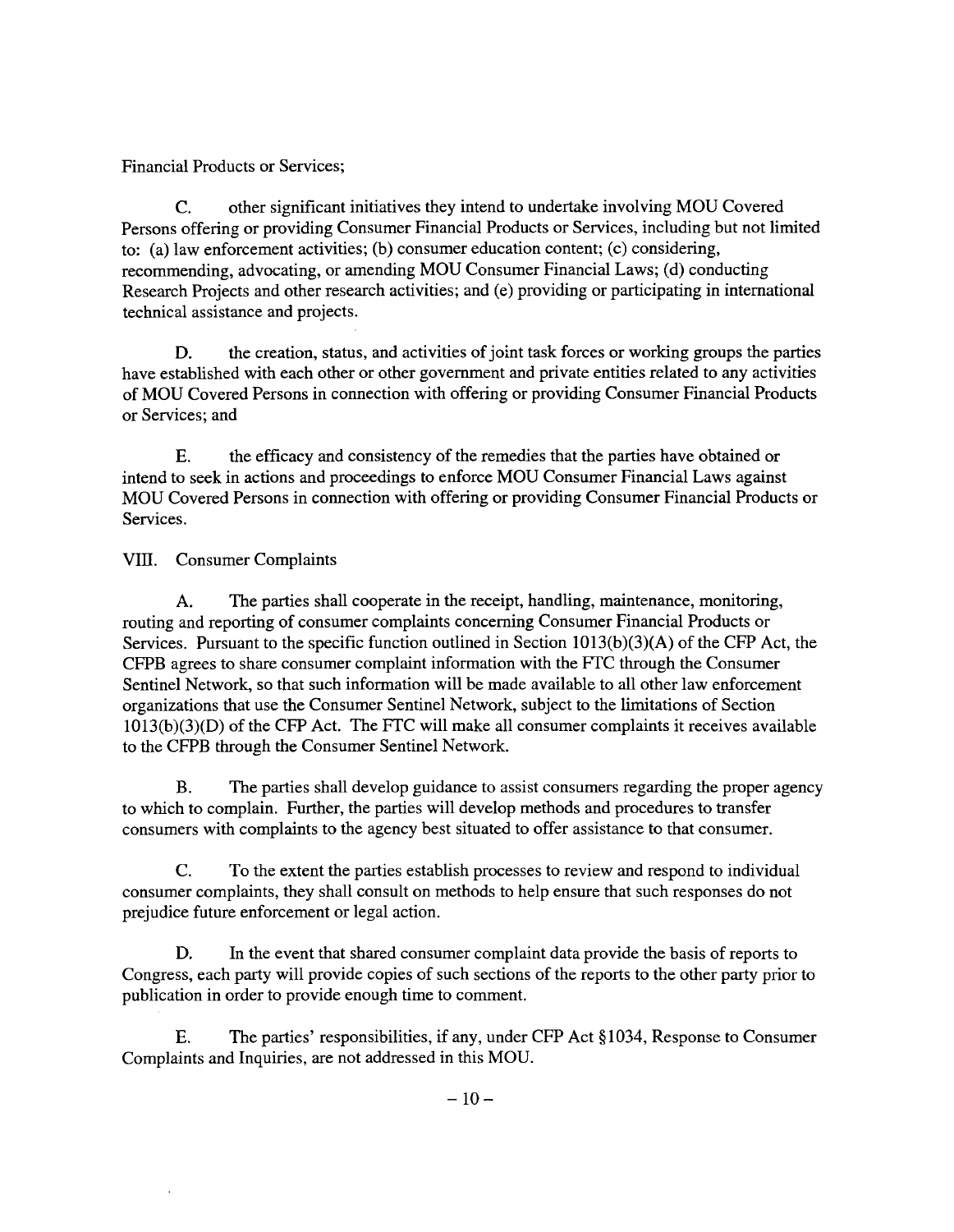Financial Products or Services;

C. other significant initiatives they intend to undertake involving MOU Covered Persons offering or providing Consumer Financial Products or Services, including but not limited to: (a) law enforcement activities; (b) consumer education content; (c) considering, recommending, advocating, or amending MOU Consumer Financial Laws; (d) conducting Research Projects and other research activities; and (e) providing or participating in international technical assistance and projects.

D. the creation, status, and activities of joint task forces or working groups the parties have established with each other or other government and private entities related to any activities of MOU Covered Persons in connection with offering or providing Consumer Financial Products or Services; and

E. the efficacy and consistency of the remedies that the parties have obtained or intend to seek in actions and proceedings to enforce MOU Consumer Financial Laws against MOU Covered Persons in connection with offering or providing Consumer Financial Products or Services.

VIII. Consumer Complaints

A. The parties shall cooperate in the receipt, handling, maintenance, monitoring, routing and reporting of consumer complaints concerning Consumer Financial Products or Services. Pursuant to the specific function outlined in Section 1013(b)(3)(A) of the CFP Act, the CFPB agrees to share consumer complaint information with the FTC through the Consumer Sentinel Network, so that such information will be made available to all other law enforcement organizations that use the Consumer Sentinel Network, subject to the limitations of Section 1013(b)(3)(D) of the CFP Act. The FTC will make all consumer complaints it receives available to the CFPB through the Consumer Sentinel Network.

B. The parties shall develop guidance to assist consumers regarding the proper agency to which to complain. Further, the parties will develop methods and procedures to transfer consumers with complaints to the agency best situated to offer assistance to that consumer.

C. To the extent the parties establish processes to review and respond to individual consumer complaints, they shall consult on methods to help ensure that such responses do not prejudice future enforcement or legal action.

D. In the event that shared consumer complaint data provide the basis of reports to Congress, each party will provide copies of such sections of the reports to the other party prior to publication in order to provide enough time to comment.

E. The parties' responsibilities, if any, under CFP Act §1034, Response to Consumer Complaints and Inquiries, are not addressed in this MOU.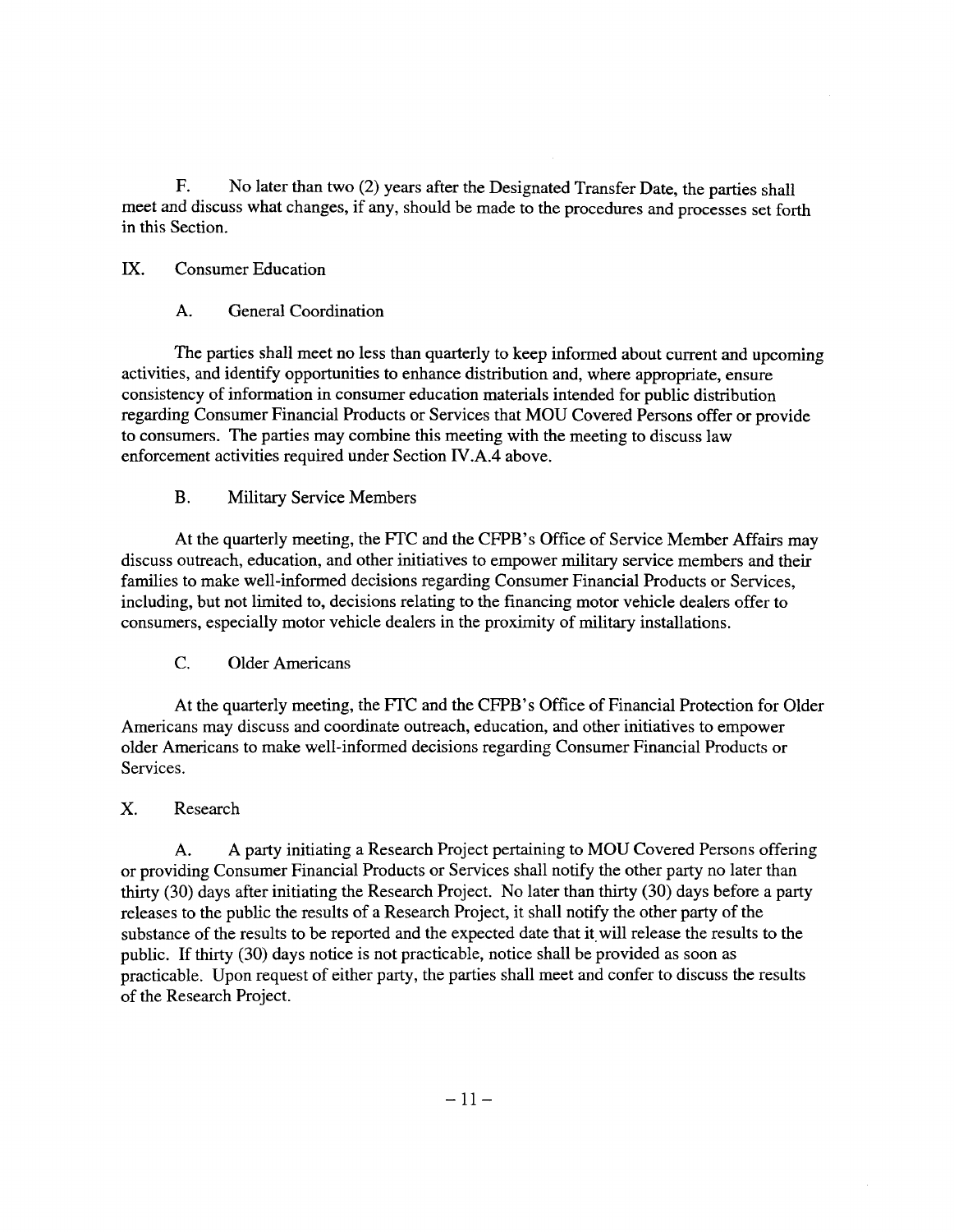F. No later than two (2) years after the Designated Transfer Date, the parties shall meet and discuss what changes, if any, should be made to the procedures and processes set forth in this Section.

## IX. Consumer Education

### A. General Coordination

The parties shall meet no less than quarterly to keep informed about current and upcoming activities, and identify opportunities to enhance distribution and, where appropriate, ensure consistency of information in consumer education materials intended for public distribution regarding Consumer Financial Products or Services that MOU Covered Persons offer or provide to consumers. The parties may combine this meeting with the meeting to discuss law enforcement activities required under Section IV.A.4 above.

### B. Military Service Members

At the quarterly meeting, the FTC and the CFPB's Office of Service Member Affairs may discuss outreach, education, and other initiatives to empower military service members and their families to make well-informed decisions regarding Consumer Financial Products or Services, including, but not limited to, decisions relating to the financing motor vehicle dealers offer to consumers, especially motor vehicle dealers in the proximity of military installations.

### C. Older Americans

At the quarterly meeting, the FTC and the CFPB's Office of Financial Protection for Older Americans may discuss and coordinate outreach, education, and other initiatives to empower older Americans to make well-informed decisions regarding Consumer Financial Products or Services.

## X. Research

A. A party initiating a Research Project pertaining to MOU Covered Persons offering or providing Consumer Financial Products or Services shall notify the other party no later than thirty (30) days after initiating the Research Project. No later than thirty (30) days before a party releases to the public the results of a Research Project, it shall notify the other party of the substance of the results to be reported and the expected date that it will release the results to the public. If thirty (30) days notice is not practicable, notice shall be provided as soon as practicable. Upon request of either party, the parties shall meet and confer to discuss the results of the Research Project.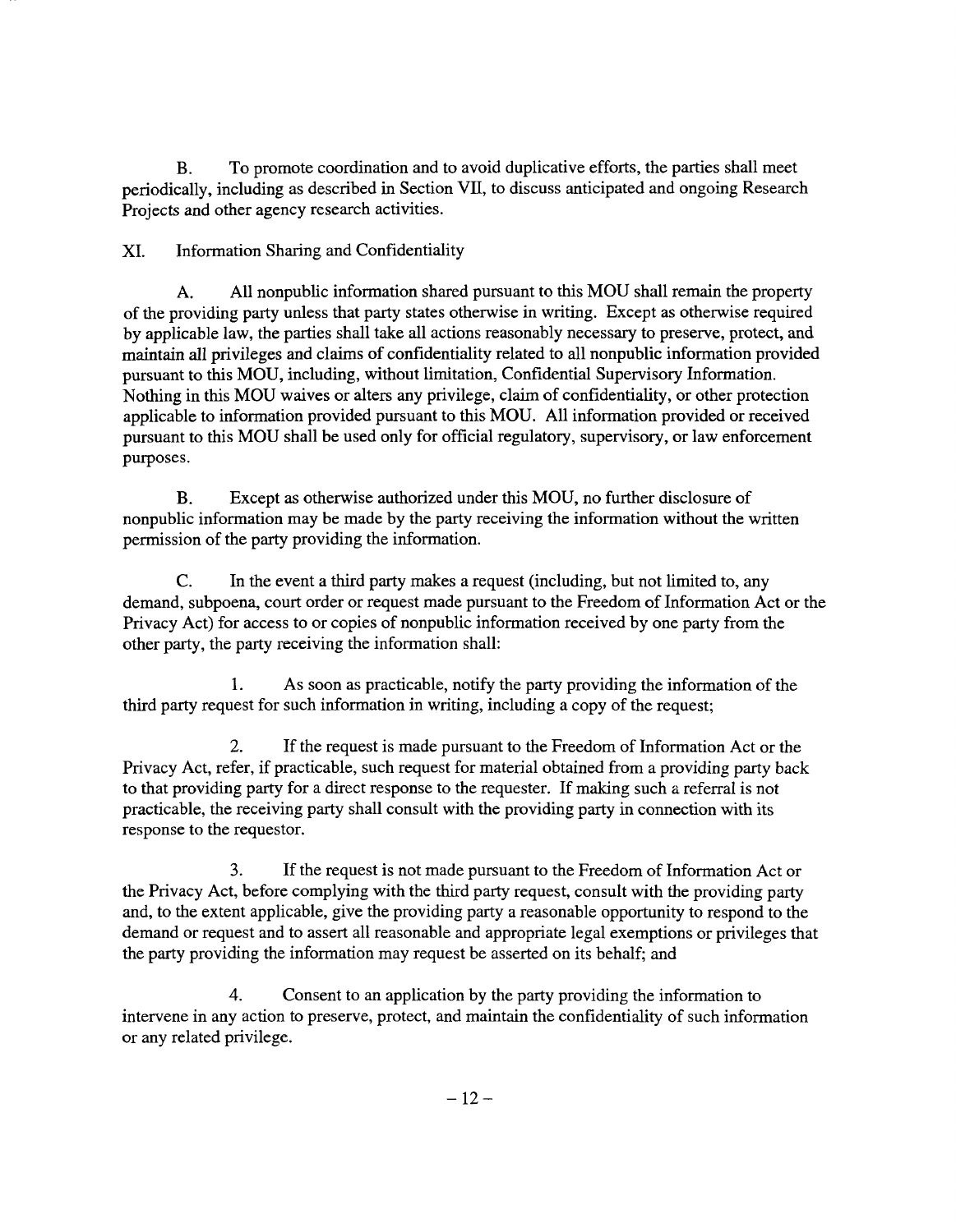B. To promote coordination and to avoid duplicative efforts, the parties shall meet periodically, including as described in Section VII, to discuss anticipated and ongoing Research Projects and other agency research activities.

## XI. Information Sharing and Confidentiality

A. All nonpublic information shared pursuant to this MOU shall remain the property of the providing party unless that party states otherwise in writing. Except as otherwise required by applicable law, the parties shall take all actions reasonably necessary to preserve, protect, and maintain all privileges and claims of confidentiality related to all nonpublic information provided pursuant to this MOU, including, without limitation, Confidential Supervisory Information. Nothing in this MOU waives or alters any privilege, claim of confidentiality, or other protection applicable to information provided pursuant to this MOU. All information provided or received pursuant to this MOU shall be used only for official regulatory, supervisory, or law enforcement purposes.

B. Except as otherwise authorized under this MOU, no further disclosure of nonpublic information may be made by the party receiving the information without the written permission of the party providing the information.

C. In the event a third party makes a request (including, but not limited to, any demand, subpoena, court order or request made pursuant to the Freedom of Information Act or the Privacy Act) for access to or copies of nonpublic information received by one party from the other party, the party receiving the information shall:

1. As soon as practicable, notify the party providing the information of the third party request for such information in writing, including a copy of the request;

2. If the request is made pursuant to the Freedom of Information Act or the Privacy Act, refer, if practicable, such request for material obtained from a providing party back to that providing party for a direct response to the requester. If making such a referral is not practicable, the receiving party shall consult with the providing party in connection with its response to the requestor.

3. If the request is not made pursuant to the Freedom of Information Act or the Privacy Act, before complying with the third party request, consult with the providing party and, to the extent applicable, give the providing party a reasonable opportunity to respond to the demand or request and to assert all reasonable and appropriate legal exemptions or privileges that the party providing the information may request be asserted on its behalf; and

4. Consent to an application by the party providing the information to intervene in any action to preserve, protect, and maintain the confidentiality of such information or any related privilege.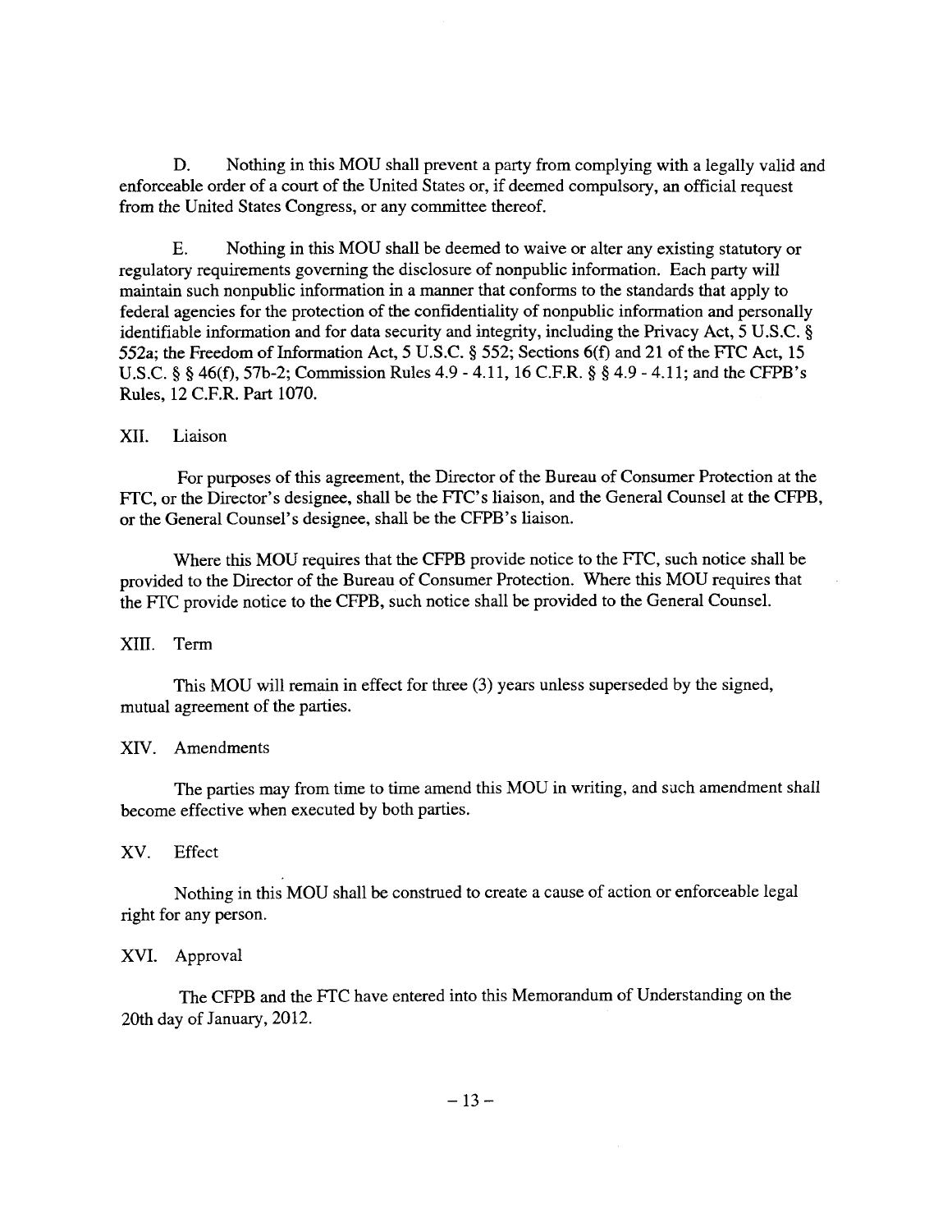D. Nothing in this MOU shall prevent a party from complying with a legally valid and enforceable order of a court of the United States or, if deemed compulsory, an official request from the United States Congress, or any committee thereof.

E. Nothing in this MOU shall be deemed to waive or alter any existing statutory or regulatory requirements governing the disclosure of nonpublic information. Each party will maintain such nonpublic information in a manner that conforms to the standards that apply to federal agencies for the protection of the confidentiality of nonpublic information and personally identifiable information and for data security and integrity, including the Privacy Act, 5 U.S.C. § 552a; the Freedom of Information Act, 5 U.S.C. § 552; Sections 6(f) and 21 of the FTC Act, 15 U.S.C. § § 46(f), 57b-2; Commission Rules 4.9 - 4.11, 16 C.F.R. § § 4.9 - 4.11; and the CFPB's Rules, 12 C.F.R. Part 1070.

## XII. Liaison

For purposes of this agreement, the Director of the Bureau of Consumer Protection at the FTC, or the Director's designee, shall be the FTC's liaison, and the General Counsel at the CFPB, or the General Counsel's designee, shall be the CFPB's liaison.

Where this MOU requires that the CFPB provide notice to the FTC, such notice shall be provided to the Director of the Bureau of Consumer Protection. Where this MOU requires that the FTC provide notice to the CFPB, such notice shall be provided to the General Counsel.

## XIII. Term

This MOU will remain in effect for three (3) years unless superseded by the signed, mutual agreement of the parties.

## XIV. Amendments

The parties may from time to time amend this MOU in writing, and such amendment shall become effective when executed by both parties.

## XV. Effect

Nothing in this MOU shall be construed to create a cause of action or enforceable legal right for any person.

## XVI. Approval

The CFPB and the FTC have entered into this Memorandum of Understanding on the 20th day of January, 2012.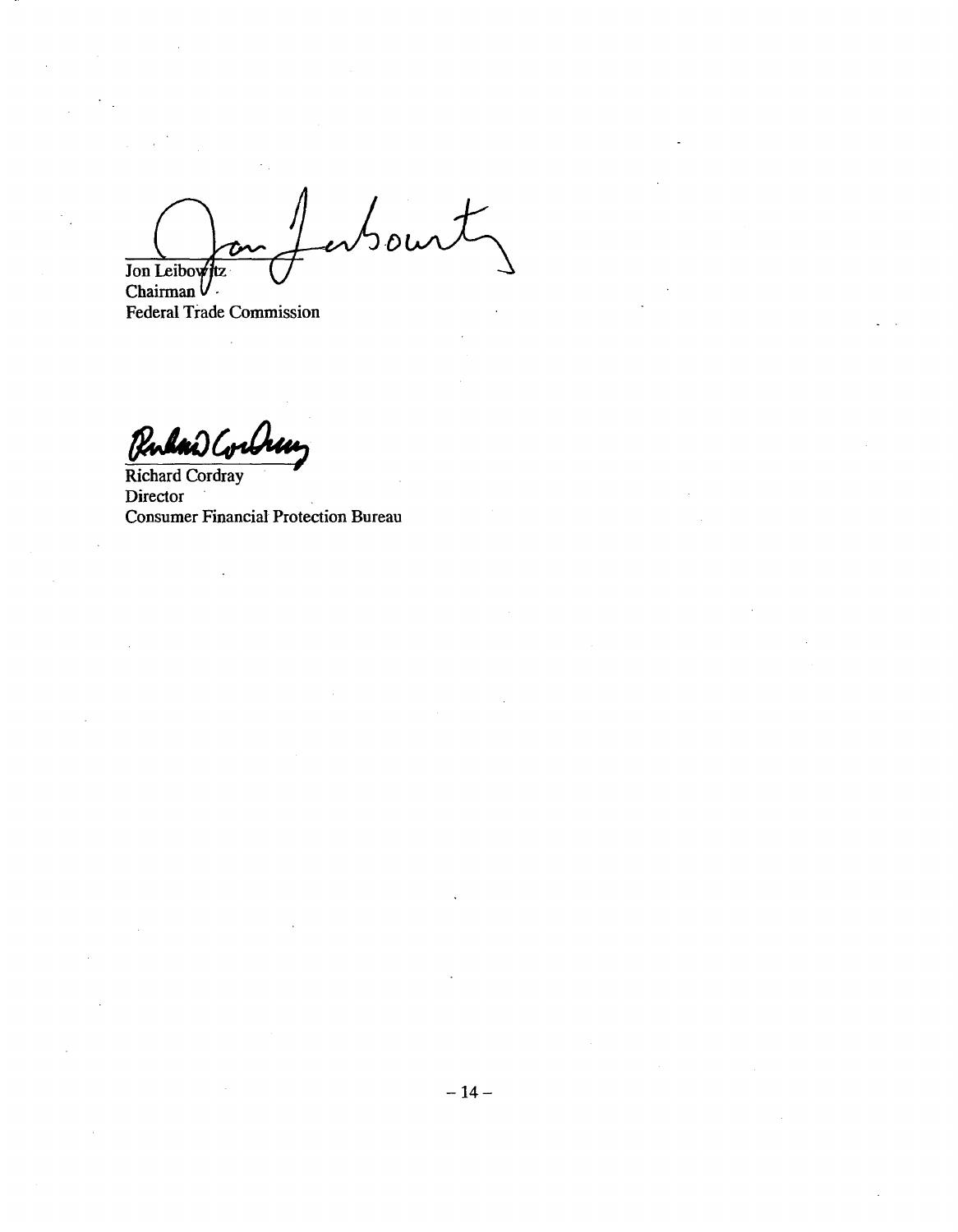Jon Leibowitz
Chairman
Federal Trade Commission

Richard Cordray
Director
Consumer Financial Protection Bureau